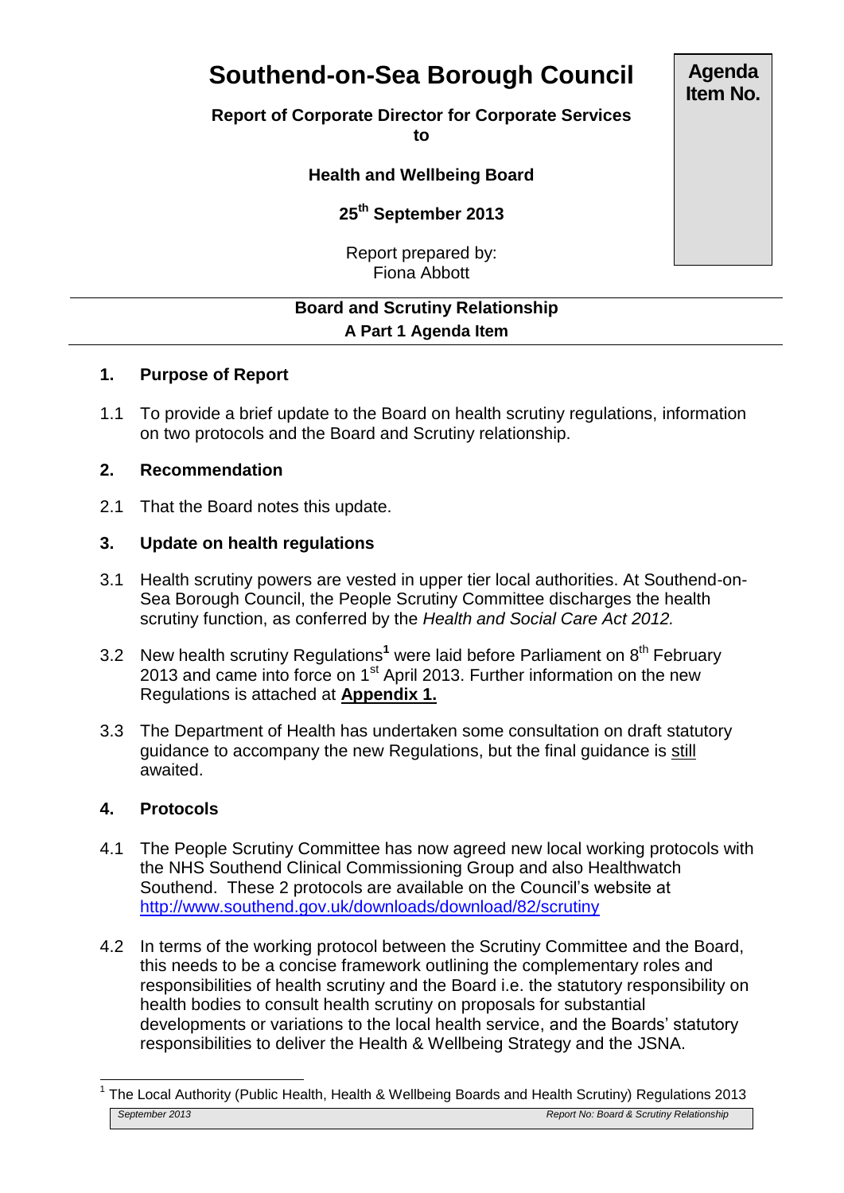# Southend-on-Sea Borough Council

**Agenda Item No.**

**Report of Corporate Director for Corporate Services to**

**Health and Wellbeing Board**

**25th September 2013**

Report prepared by:
Fiona Abbott

**Board and Scrutiny Relationship**
**A Part 1 Agenda Item**

## 1. Purpose of Report

1.1 To provide a brief update to the Board on health scrutiny regulations, information on two protocols and the Board and Scrutiny relationship.

## 2. Recommendation

2.1 That the Board notes this update.

## 3. Update on health regulations

3.1 Health scrutiny powers are vested in upper tier local authorities. At Southend-on-Sea Borough Council, the People Scrutiny Committee discharges the health scrutiny function, as conferred by the *Health and Social Care Act 2012.*

3.2 New health scrutiny Regulations[1] were laid before Parliament on 8th February 2013 and came into force on 1st April 2013. Further information on the new Regulations is attached at **Appendix 1.**

3.3 The Department of Health has undertaken some consultation on draft statutory guidance to accompany the new Regulations, but the final guidance is still awaited.

## 4. Protocols

4.1 The People Scrutiny Committee has now agreed new local working protocols with the NHS Southend Clinical Commissioning Group and also Healthwatch Southend. These 2 protocols are available on the Council's website at http://www.southend.gov.uk/downloads/download/82/scrutiny

4.2 In terms of the working protocol between the Scrutiny Committee and the Board, this needs to be a concise framework outlining the complementary roles and responsibilities of health scrutiny and the Board i.e. the statutory responsibility on health bodies to consult health scrutiny on proposals for substantial developments or variations to the local health service, and the Boards' statutory responsibilities to deliver the Health & Wellbeing Strategy and the JSNA.

[1] The Local Authority (Public Health, Health & Wellbeing Boards and Health Scrutiny) Regulations 2013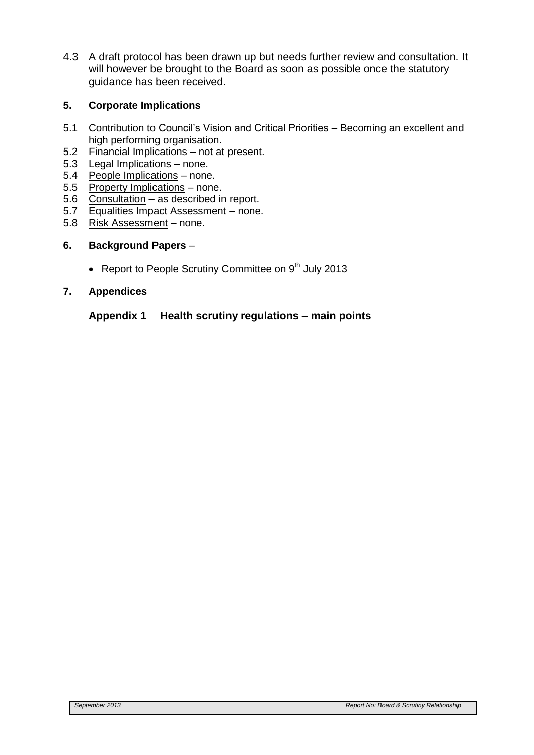4.3 A draft protocol has been drawn up but needs further review and consultation. It will however be brought to the Board as soon as possible once the statutory guidance has been received.

## 5. Corporate Implications

5.1 Contribution to Council's Vision and Critical Priorities – Becoming an excellent and high performing organisation.
5.2 Financial Implications – not at present.
5.3 Legal Implications – none.
5.4 People Implications – none.
5.5 Property Implications – none.
5.6 Consultation – as described in report.
5.7 Equalities Impact Assessment – none.
5.8 Risk Assessment – none.

## 6. Background Papers –

- Report to People Scrutiny Committee on 9th July 2013

## 7. Appendices

**Appendix 1 Health scrutiny regulations – main points**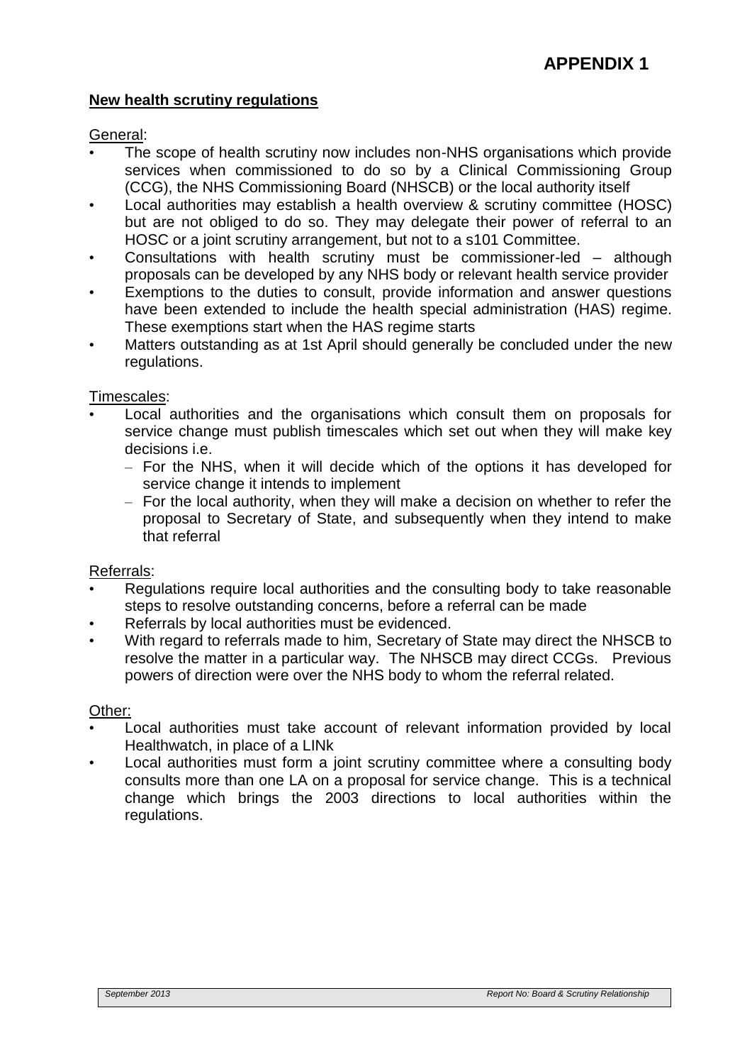# APPENDIX 1

## New health scrutiny regulations

General:

- The scope of health scrutiny now includes non-NHS organisations which provide services when commissioned to do so by a Clinical Commissioning Group (CCG), the NHS Commissioning Board (NHSCB) or the local authority itself
- Local authorities may establish a health overview & scrutiny committee (HOSC) but are not obliged to do so. They may delegate their power of referral to an HOSC or a joint scrutiny arrangement, but not to a s101 Committee.
- Consultations with health scrutiny must be commissioner-led – although proposals can be developed by any NHS body or relevant health service provider
- Exemptions to the duties to consult, provide information and answer questions have been extended to include the health special administration (HAS) regime. These exemptions start when the HAS regime starts
- Matters outstanding as at 1st April should generally be concluded under the new regulations.

Timescales:

- Local authorities and the organisations which consult them on proposals for service change must publish timescales which set out when they will make key decisions i.e.
  - For the NHS, when it will decide which of the options it has developed for service change it intends to implement
  - For the local authority, when they will make a decision on whether to refer the proposal to Secretary of State, and subsequently when they intend to make that referral

Referrals:

- Regulations require local authorities and the consulting body to take reasonable steps to resolve outstanding concerns, before a referral can be made
- Referrals by local authorities must be evidenced.
- With regard to referrals made to him, Secretary of State may direct the NHSCB to resolve the matter in a particular way. The NHSCB may direct CCGs. Previous powers of direction were over the NHS body to whom the referral related.

Other:

- Local authorities must take account of relevant information provided by local Healthwatch, in place of a LINk
- Local authorities must form a joint scrutiny committee where a consulting body consults more than one LA on a proposal for service change. This is a technical change which brings the 2003 directions to local authorities within the regulations.